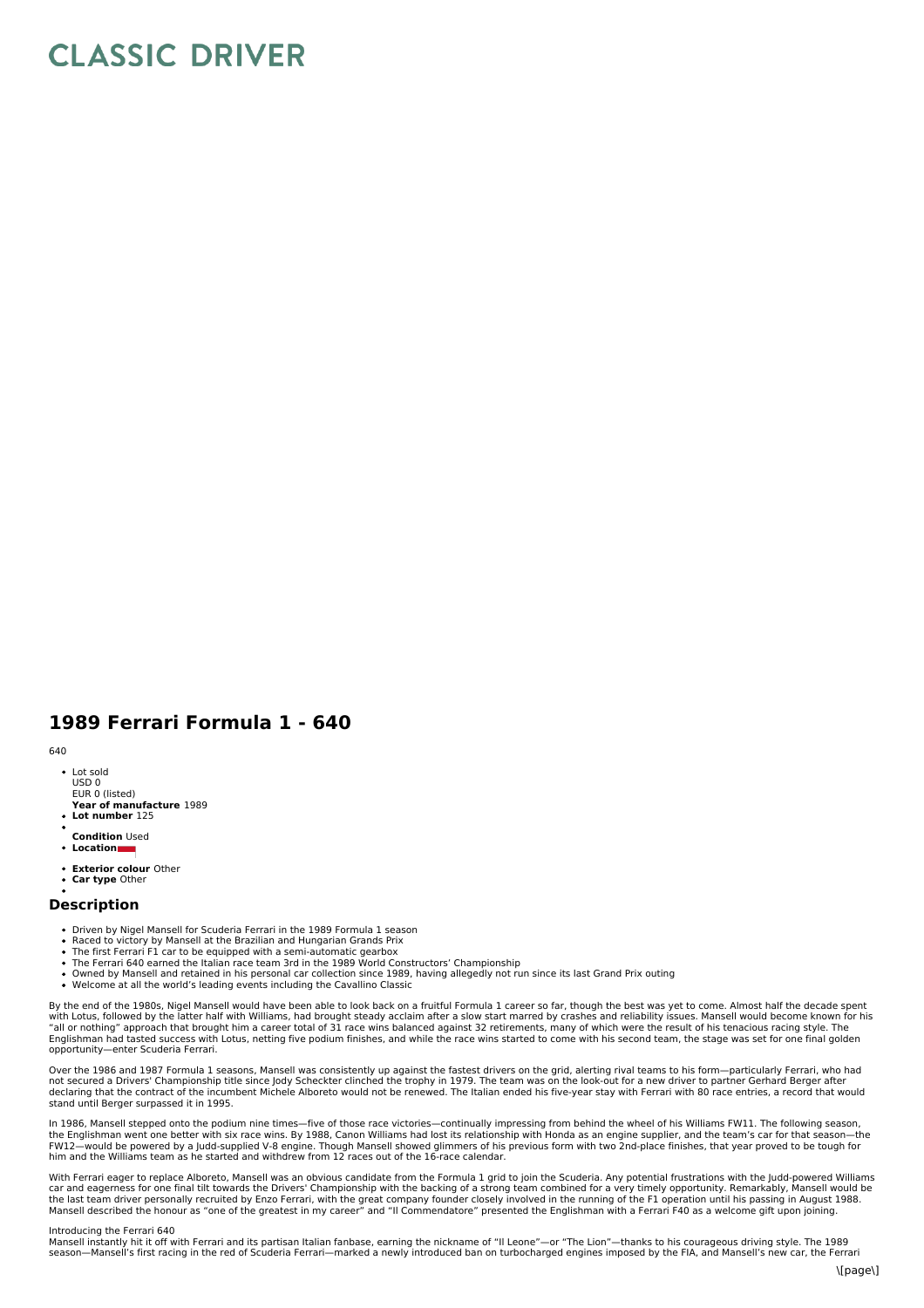# CLASSIC DRIVER

# 1989 Ferrari Formula 1 - 640

640

- Lot sold
  USD 0
  EUR 0 (listed)
  **Year of manufacture** 1989
- **Lot number** 125
- 
  **Condition** Used
- **Location**
- **Exterior colour** Other
- **Car type** Other
- 

## Description

- Driven by Nigel Mansell for Scuderia Ferrari in the 1989 Formula 1 season
- Raced to victory by Mansell at the Brazilian and Hungarian Grands Prix
- The first Ferrari F1 car to be equipped with a semi-automatic gearbox
- The Ferrari 640 earned the Italian race team 3rd in the 1989 World Constructors' Championship
- Owned by Mansell and retained in his personal car collection since 1989, having allegedly not run since its last Grand Prix outing
- Welcome at all the world's leading events including the Cavallino Classic

By the end of the 1980s, Nigel Mansell would have been able to look back on a fruitful Formula 1 career so far, though the best was yet to come. Almost half the decade spent with Lotus, followed by the latter half with Williams, had brought steady acclaim after a slow start marred by crashes and reliability issues. Mansell would become known for his "all or nothing" approach that brought him a career total of 31 race wins balanced against 32 retirements, many of which were the result of his tenacious racing style. The Englishman had tasted success with Lotus, netting five podium finishes, and while the race wins started to come with his second team, the stage was set for one final golden opportunity—enter Scuderia Ferrari.

Over the 1986 and 1987 Formula 1 seasons, Mansell was consistently up against the fastest drivers on the grid, alerting rival teams to his form—particularly Ferrari, who had not secured a Drivers' Championship title since Jody Scheckter clinched the trophy in 1979. The team was on the look-out for a new driver to partner Gerhard Berger after declaring that the contract of the incumbent Michele Alboreto would not be renewed. The Italian ended his five-year stay with Ferrari with 80 race entries, a record that would stand until Berger surpassed it in 1995.

In 1986, Mansell stepped onto the podium nine times—five of those race victories—continually impressing from behind the wheel of his Williams FW11. The following season, the Englishman went one better with six race wins. By 1988, Canon Williams had lost its relationship with Honda as an engine supplier, and the team's car for that season—the FW12—would be powered by a Judd-supplied V-8 engine. Though Mansell showed glimmers of his previous form with two 2nd-place finishes, that year proved to be tough for him and the Williams team as he started and withdrew from 12 races out of the 16-race calendar.

With Ferrari eager to replace Alboreto, Mansell was an obvious candidate from the Formula 1 grid to join the Scuderia. Any potential frustrations with the Judd-powered Williams car and eagerness for one final tilt towards the Drivers' Championship with the backing of a strong team combined for a very timely opportunity. Remarkably, Mansell would be the last team driver personally recruited by Enzo Ferrari, with the great company founder closely involved in the running of the F1 operation until his passing in August 1988. Mansell described the honour as "one of the greatest in my career" and "Il Commendatore" presented the Englishman with a Ferrari F40 as a welcome gift upon joining.

Introducing the Ferrari 640

Mansell instantly hit it off with Ferrari and its partisan Italian fanbase, earning the nickname of "Il Leone"—or "The Lion"—thanks to his courageous driving style. The 1989 season—Mansell's first racing in the red of Scuderia Ferrari—marked a newly introduced ban on turbocharged engines imposed by the FIA, and Mansell's new car, the Ferrari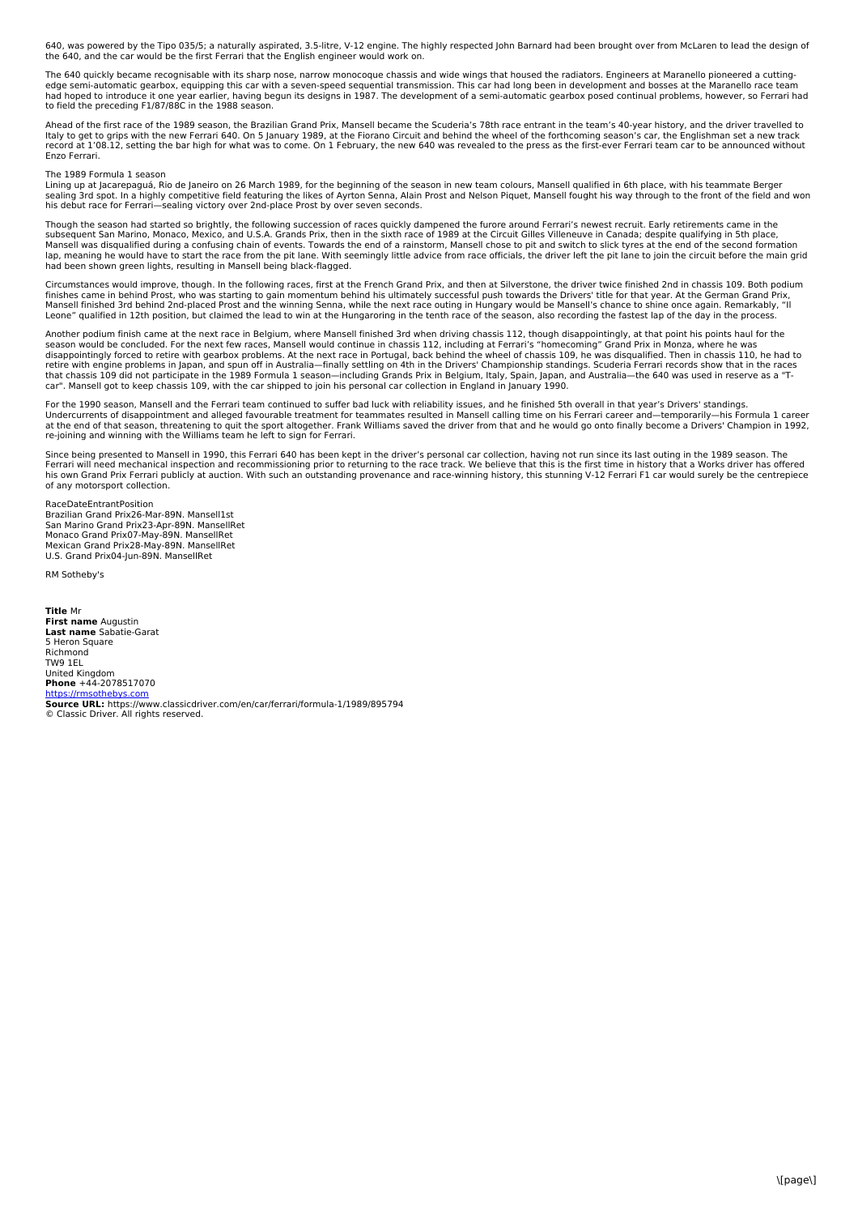640, was powered by the Tipo 035/5; a naturally aspirated, 3.5-litre, V-12 engine. The highly respected John Barnard had been brought over from McLaren to lead the design of the 640, and the car would be the first Ferrari that the English engineer would work on.

The 640 quickly became recognisable with its sharp nose, narrow monocoque chassis and wide wings that housed the radiators. Engineers at Maranello pioneered a cutting-edge semi-automatic gearbox, equipping this car with a seven-speed sequential transmission. This car had long been in development and bosses at the Maranello race team had hoped to introduce it one year earlier, having begun its designs in 1987. The development of a semi-automatic gearbox posed continual problems, however, so Ferrari had to field the preceding F1/87/88C in the 1988 season.

Ahead of the first race of the 1989 season, the Brazilian Grand Prix, Mansell became the Scuderia's 78th race entrant in the team's 40-year history, and the driver travelled to Italy to get to grips with the new Ferrari 640. On 5 January 1989, at the Fiorano Circuit and behind the wheel of the forthcoming season's car, the Englishman set a new track record at 1'08.12, setting the bar high for what was to come. On 1 February, the new 640 was revealed to the press as the first-ever Ferrari team car to be announced without Enzo Ferrari.

The 1989 Formula 1 season
Lining up at Jacarepaguá, Rio de Janeiro on 26 March 1989, for the beginning of the season in new team colours, Mansell qualified in 6th place, with his teammate Berger sealing 3rd spot. In a highly competitive field featuring the likes of Ayrton Senna, Alain Prost and Nelson Piquet, Mansell fought his way through to the front of the field and won his debut race for Ferrari—sealing victory over 2nd-place Prost by over seven seconds.

Though the season had started so brightly, the following succession of races quickly dampened the furore around Ferrari's newest recruit. Early retirements came in the subsequent San Marino, Monaco, Mexico, and U.S.A. Grands Prix, then in the sixth race of 1989 at the Circuit Gilles Villeneuve in Canada; despite qualifying in 5th place, Mansell was disqualified during a confusing chain of events. Towards the end of a rainstorm, Mansell chose to pit and switch to slick tyres at the end of the second formation lap, meaning he would have to start the race from the pit lane. With seemingly little advice from race officials, the driver left the pit lane to join the circuit before the main grid had been shown green lights, resulting in Mansell being black-flagged.

Circumstances would improve, though. In the following races, first at the French Grand Prix, and then at Silverstone, the driver twice finished 2nd in chassis 109. Both podium finishes came in behind Prost, who was starting to gain momentum behind his ultimately successful push towards the Drivers' title for that year. At the German Grand Prix, Mansell finished 3rd behind 2nd-placed Prost and the winning Senna, while the next race outing in Hungary would be Mansell's chance to shine once again. Remarkably, "Il Leone" qualified in 12th position, but claimed the lead to win at the Hungaroring in the tenth race of the season, also recording the fastest lap of the day in the process.

Another podium finish came at the next race in Belgium, where Mansell finished 3rd when driving chassis 112, though disappointingly, at that point his points haul for the season would be concluded. For the next few races, Mansell would continue in chassis 112, including at Ferrari's "homecoming" Grand Prix in Monza, where he was disappointingly forced to retire with gearbox problems. At the next race in Portugal, back behind the wheel of chassis 109, he was disqualified. Then in chassis 110, he had to retire with engine problems in Japan, and spun off in Australia—finally settling on 4th in the Drivers' Championship standings. Scuderia Ferrari records show that in the races that chassis 109 did not participate in the 1989 Formula 1 season—including Grands Prix in Belgium, Italy, Spain, Japan, and Australia—the 640 was used in reserve as a "T-car". Mansell got to keep chassis 109, with the car shipped to join his personal car collection in England in January 1990.

For the 1990 season, Mansell and the Ferrari team continued to suffer bad luck with reliability issues, and he finished 5th overall in that year's Drivers' standings. Undercurrents of disappointment and alleged favourable treatment for teammates resulted in Mansell calling time on his Ferrari career and—temporarily—his Formula 1 career at the end of that season, threatening to quit the sport altogether. Frank Williams saved the driver from that and he would go onto finally become a Drivers' Champion in 1992, re-joining and winning with the Williams team he left to sign for Ferrari.

Since being presented to Mansell in 1990, this Ferrari 640 has been kept in the driver's personal car collection, having not run since its last outing in the 1989 season. The Ferrari will need mechanical inspection and recommissioning prior to returning to the race track. We believe that this is the first time in history that a Works driver has offered his own Grand Prix Ferrari publicly at auction. With such an outstanding provenance and race-winning history, this stunning V-12 Ferrari F1 car would surely be the centrepiece of any motorsport collection.

| Race | Date | Entrant | Position |
|---|---|---|---|
| Brazilian Grand Prix | 26-Mar-89 | N. Mansell | 1st |
| San Marino Grand Prix | 23-Apr-89 | N. Mansell | Ret |
| Monaco Grand Prix | 07-May-89 | N. Mansell | Ret |
| Mexican Grand Prix | 28-May-89 | N. Mansell | Ret |
| U.S. Grand Prix | 04-Jun-89 | N. Mansell | Ret |

RM Sotheby's

**Title** Mr
**First name** Augustin
**Last name** Sabatie-Garat
5 Heron Square
Richmond
TW9 1EL
United Kingdom
**Phone** +44-2078517070
https://rmsothebys.com
**Source URL:** https://www.classicdriver.com/en/car/ferrari/formula-1/1989/895794
© Classic Driver. All rights reserved.